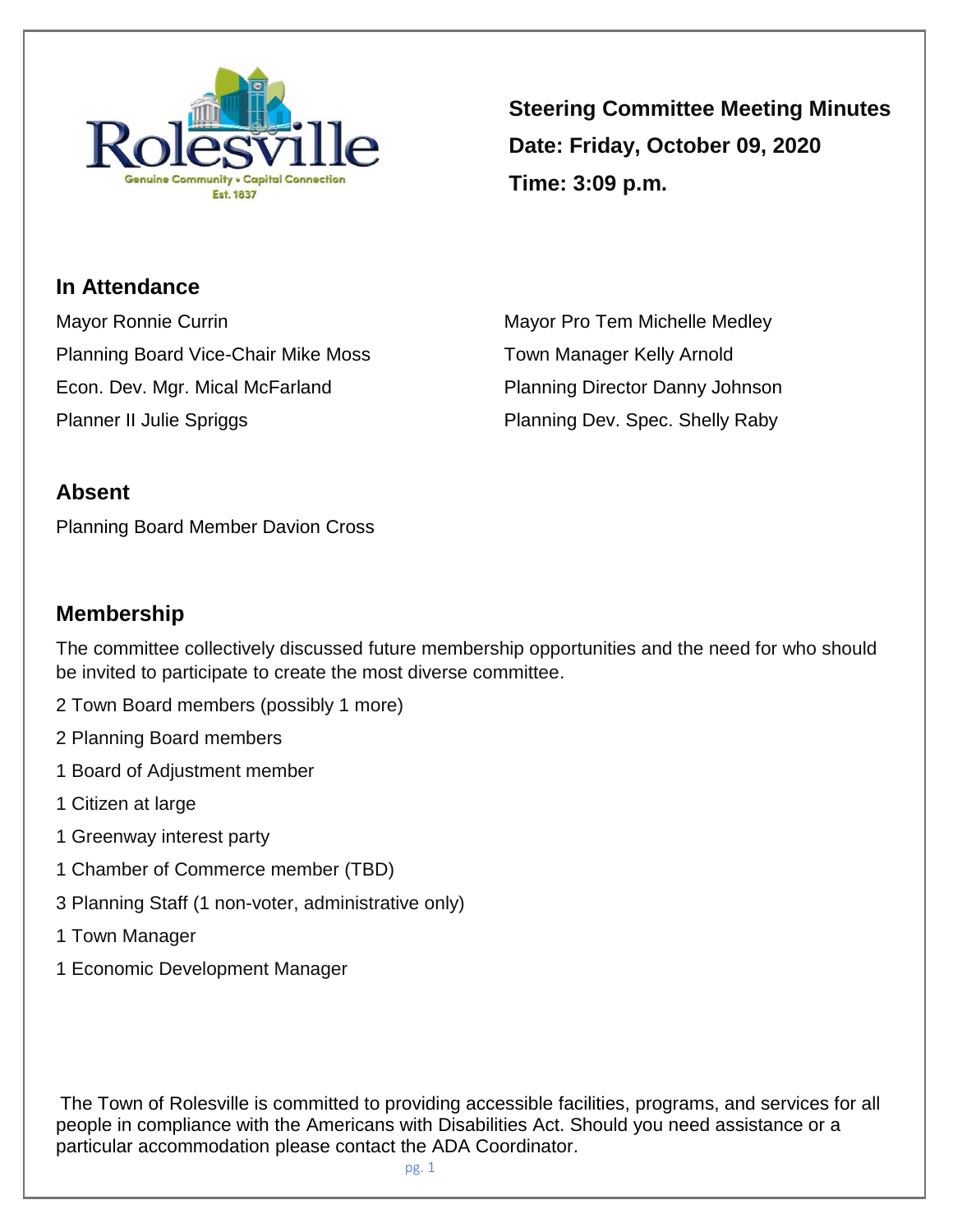**Steering Committee Meeting Minutes**

**Date: Friday, October 09, 2020**

**Time: 3:09 p.m.**

## In Attendance

Mayor Ronnie Currin

Mayor Pro Tem Michelle Medley

Planning Board Vice-Chair Mike Moss

Town Manager Kelly Arnold

Econ. Dev. Mgr. Mical McFarland

Planning Director Danny Johnson

Planner II Julie Spriggs

Planning Dev. Spec. Shelly Raby

## Absent

Planning Board Member Davion Cross

## Membership

The committee collectively discussed future membership opportunities and the need for who should be invited to participate to create the most diverse committee.

2 Town Board members (possibly 1 more)

2 Planning Board members

1 Board of Adjustment member

1 Citizen at large

1 Greenway interest party

1 Chamber of Commerce member (TBD)

3 Planning Staff (1 non-voter, administrative only)

1 Town Manager

1 Economic Development Manager

The Town of Rolesville is committed to providing accessible facilities, programs, and services for all people in compliance with the Americans with Disabilities Act. Should you need assistance or a particular accommodation please contact the ADA Coordinator.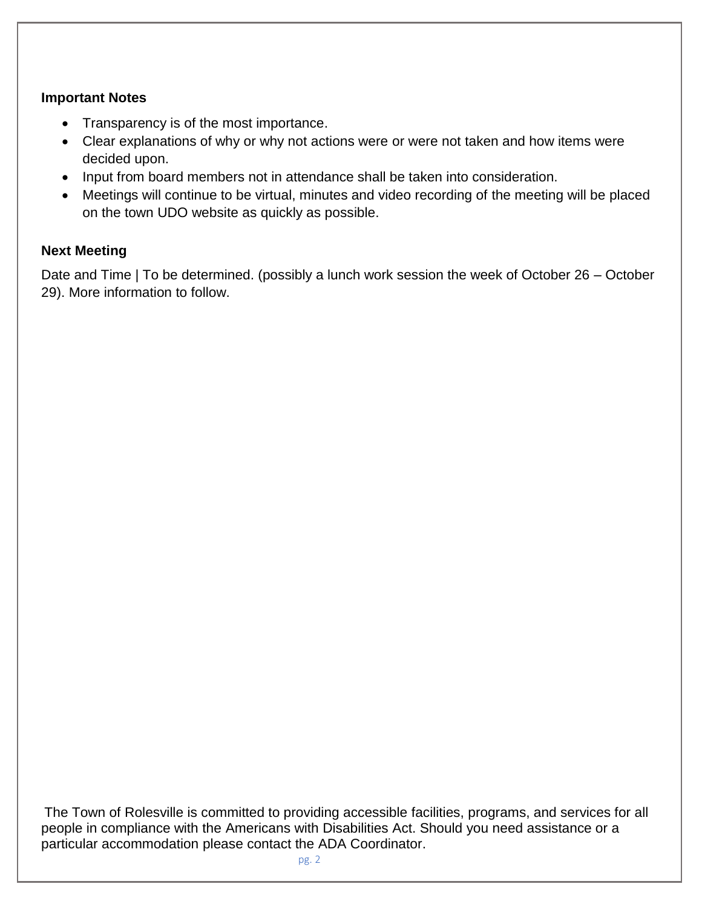**Important Notes**

- Transparency is of the most importance.
- Clear explanations of why or why not actions were or were not taken and how items were decided upon.
- Input from board members not in attendance shall be taken into consideration.
- Meetings will continue to be virtual, minutes and video recording of the meeting will be placed on the town UDO website as quickly as possible.

**Next Meeting**

Date and Time | To be determined. (possibly a lunch work session the week of October 26 – October 29). More information to follow.

The Town of Rolesville is committed to providing accessible facilities, programs, and services for all people in compliance with the Americans with Disabilities Act. Should you need assistance or a particular accommodation please contact the ADA Coordinator.